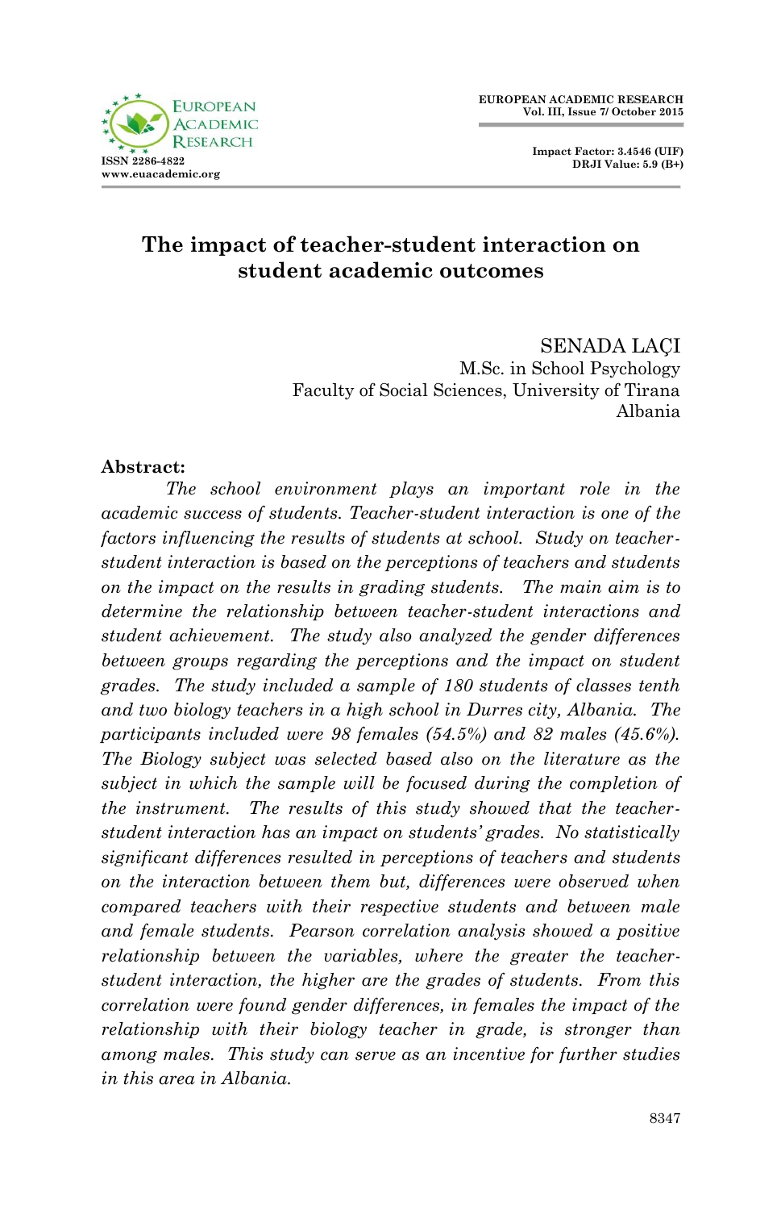# The impact of teacher-student interaction on student academic outcomes

SENADA LAÇI
M.Sc. in School Psychology
Faculty of Social Sciences, University of Tirana
Albania

**Abstract:**

*The school environment plays an important role in the academic success of students. Teacher-student interaction is one of the factors influencing the results of students at school. Study on teacher-student interaction is based on the perceptions of teachers and students on the impact on the results in grading students. The main aim is to determine the relationship between teacher-student interactions and student achievement. The study also analyzed the gender differences between groups regarding the perceptions and the impact on student grades. The study included a sample of 180 students of classes tenth and two biology teachers in a high school in Durres city, Albania. The participants included were 98 females (54.5%) and 82 males (45.6%). The Biology subject was selected based also on the literature as the subject in which the sample will be focused during the completion of the instrument. The results of this study showed that the teacher-student interaction has an impact on students' grades. No statistically significant differences resulted in perceptions of teachers and students on the interaction between them but, differences were observed when compared teachers with their respective students and between male and female students. Pearson correlation analysis showed a positive relationship between the variables, where the greater the teacher-student interaction, the higher are the grades of students. From this correlation were found gender differences, in females the impact of the relationship with their biology teacher in grade, is stronger than among males. This study can serve as an incentive for further studies in this area in Albania.*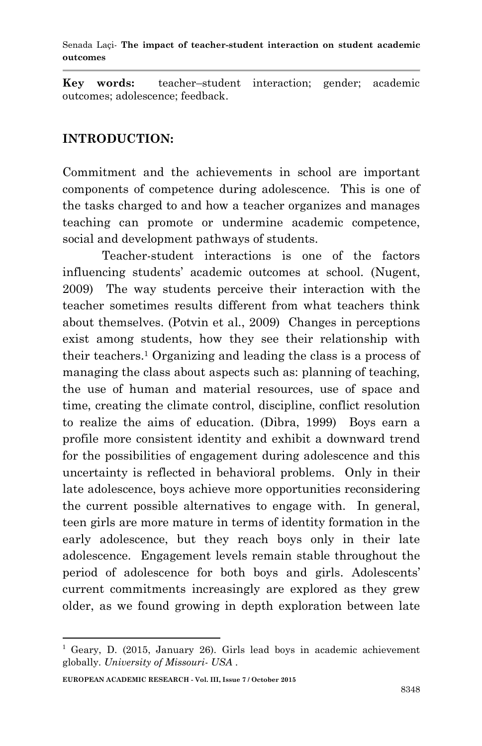**Key words:** teacher–student interaction; gender; academic outcomes; adolescence; feedback.

## INTRODUCTION:

Commitment and the achievements in school are important components of competence during adolescence. This is one of the tasks charged to and how a teacher organizes and manages teaching can promote or undermine academic competence, social and development pathways of students.

Teacher-student interactions is one of the factors influencing students' academic outcomes at school. (Nugent, 2009) The way students perceive their interaction with the teacher sometimes results different from what teachers think about themselves. (Potvin et al., 2009) Changes in perceptions exist among students, how they see their relationship with their teachers.[1] Organizing and leading the class is a process of managing the class about aspects such as: planning of teaching, the use of human and material resources, use of space and time, creating the climate control, discipline, conflict resolution to realize the aims of education. (Dibra, 1999) Boys earn a profile more consistent identity and exhibit a downward trend for the possibilities of engagement during adolescence and this uncertainty is reflected in behavioral problems. Only in their late adolescence, boys achieve more opportunities reconsidering the current possible alternatives to engage with. In general, teen girls are more mature in terms of identity formation in the early adolescence, but they reach boys only in their late adolescence. Engagement levels remain stable throughout the period of adolescence for both boys and girls. Adolescents' current commitments increasingly are explored as they grew older, as we found growing in depth exploration between late

---

[1] Geary, D. (2015, January 26). Girls lead boys in academic achievement globally. *University of Missouri- USA* .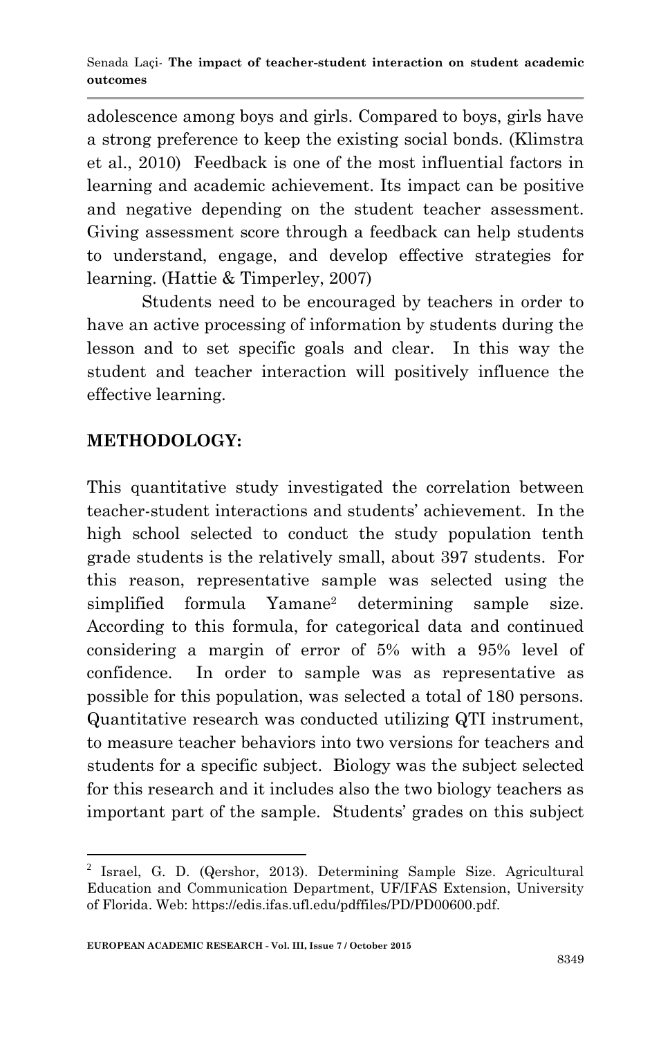adolescence among boys and girls. Compared to boys, girls have a strong preference to keep the existing social bonds. (Klimstra et al., 2010) Feedback is one of the most influential factors in learning and academic achievement. Its impact can be positive and negative depending on the student teacher assessment. Giving assessment score through a feedback can help students to understand, engage, and develop effective strategies for learning. (Hattie & Timperley, 2007)

Students need to be encouraged by teachers in order to have an active processing of information by students during the lesson and to set specific goals and clear. In this way the student and teacher interaction will positively influence the effective learning.

## METHODOLOGY:

This quantitative study investigated the correlation between teacher-student interactions and students' achievement. In the high school selected to conduct the study population tenth grade students is the relatively small, about 397 students. For this reason, representative sample was selected using the simplified formula Yamane[2] determining sample size. According to this formula, for categorical data and continued considering a margin of error of 5% with a 95% level of confidence. In order to sample was as representative as possible for this population, was selected a total of 180 persons. Quantitative research was conducted utilizing QTI instrument, to measure teacher behaviors into two versions for teachers and students for a specific subject. Biology was the subject selected for this research and it includes also the two biology teachers as important part of the sample. Students' grades on this subject

---

[2] Israel, G. D. (Qershor, 2013). Determining Sample Size. Agricultural Education and Communication Department, UF/IFAS Extension, University of Florida. Web: https://edis.ifas.ufl.edu/pdffiles/PD/PD00600.pdf.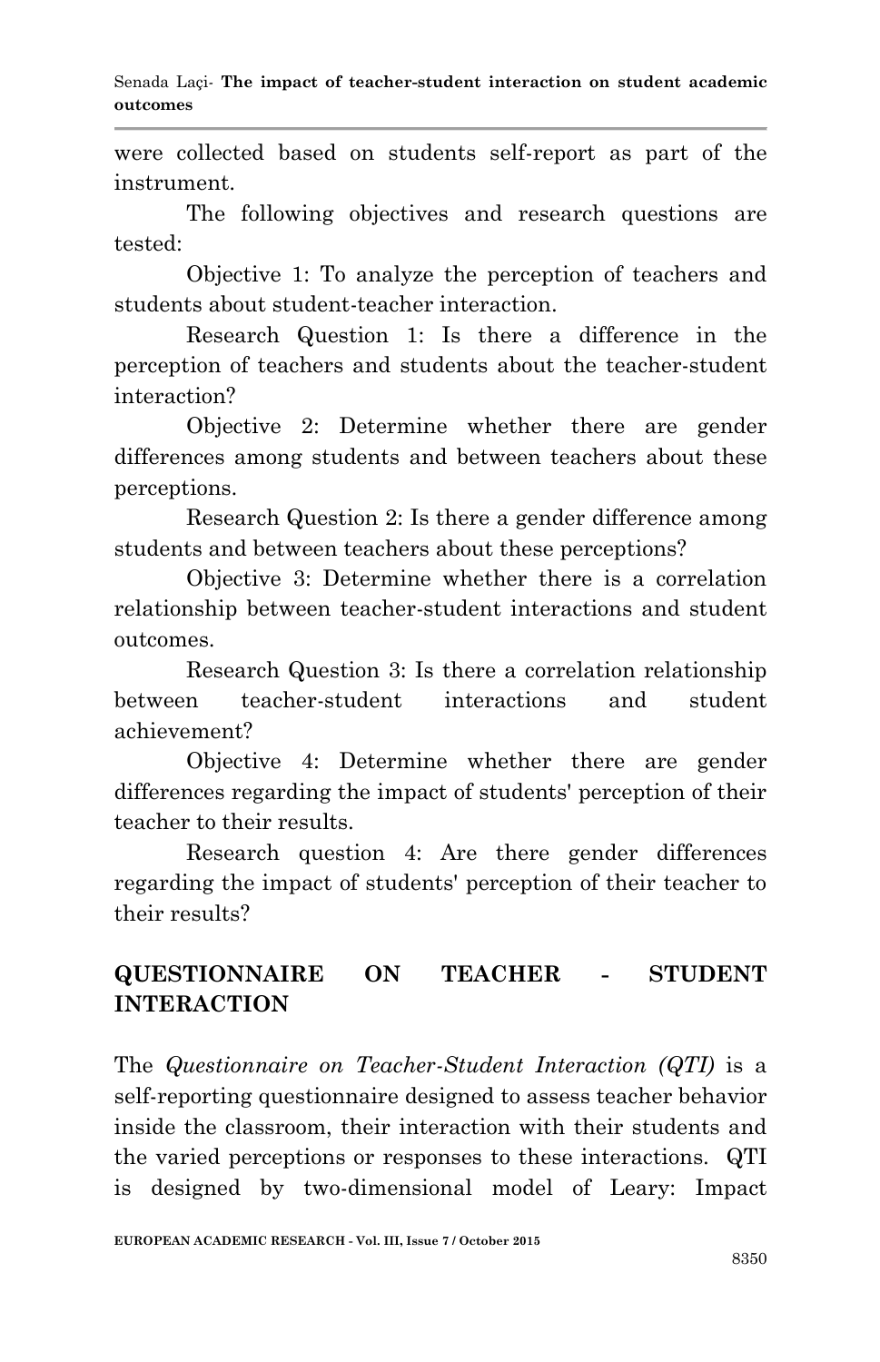were collected based on students self-report as part of the instrument.

The following objectives and research questions are tested:

Objective 1: To analyze the perception of teachers and students about student-teacher interaction.

Research Question 1: Is there a difference in the perception of teachers and students about the teacher-student interaction?

Objective 2: Determine whether there are gender differences among students and between teachers about these perceptions.

Research Question 2: Is there a gender difference among students and between teachers about these perceptions?

Objective 3: Determine whether there is a correlation relationship between teacher-student interactions and student outcomes.

Research Question 3: Is there a correlation relationship between teacher-student interactions and student achievement?

Objective 4: Determine whether there are gender differences regarding the impact of students' perception of their teacher to their results.

Research question 4: Are there gender differences regarding the impact of students' perception of their teacher to their results?

## QUESTIONNAIRE ON TEACHER - STUDENT INTERACTION

The *Questionnaire on Teacher-Student Interaction (QTI)* is a self-reporting questionnaire designed to assess teacher behavior inside the classroom, their interaction with their students and the varied perceptions or responses to these interactions. QTI is designed by two-dimensional model of Leary: Impact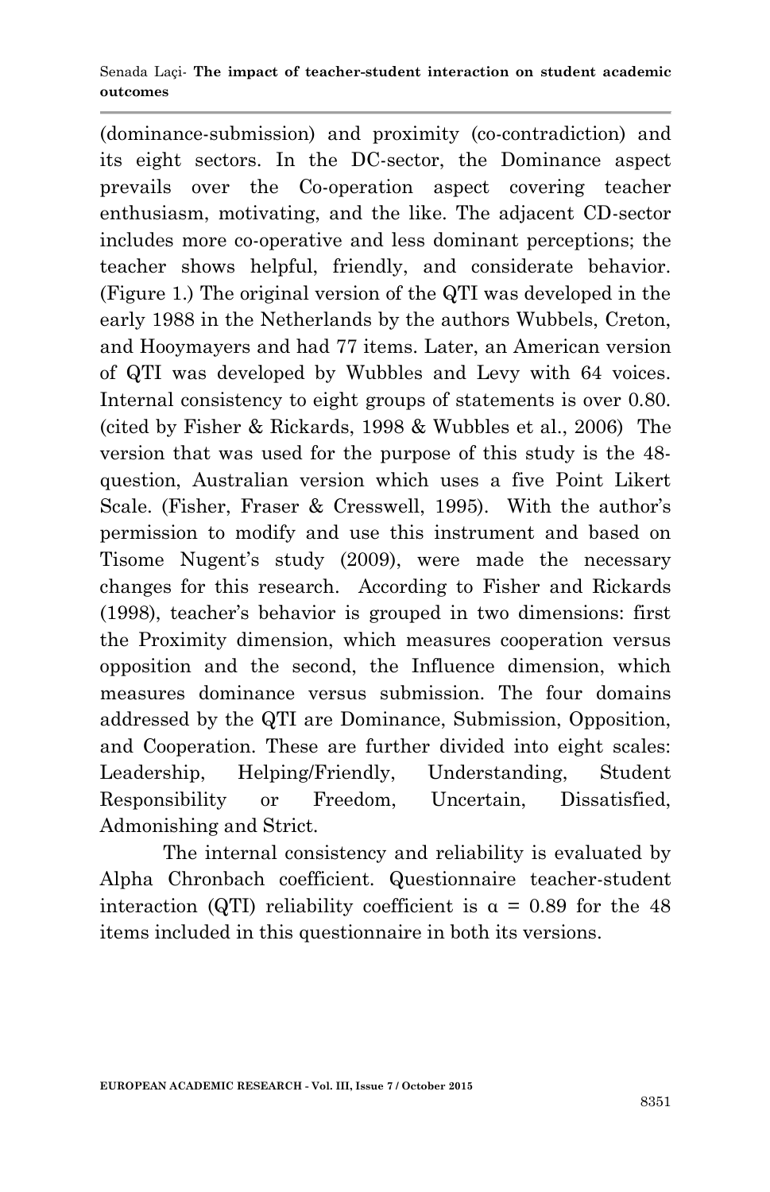(dominance-submission) and proximity (co-contradiction) and its eight sectors. In the DC-sector, the Dominance aspect prevails over the Co-operation aspect covering teacher enthusiasm, motivating, and the like. The adjacent CD-sector includes more co-operative and less dominant perceptions; the teacher shows helpful, friendly, and considerate behavior. (Figure 1.) The original version of the QTI was developed in the early 1988 in the Netherlands by the authors Wubbels, Creton, and Hooymayers and had 77 items. Later, an American version of QTI was developed by Wubbles and Levy with 64 voices. Internal consistency to eight groups of statements is over 0.80. (cited by Fisher & Rickards, 1998 & Wubbles et al., 2006) The version that was used for the purpose of this study is the 48-question, Australian version which uses a five Point Likert Scale. (Fisher, Fraser & Cresswell, 1995). With the author's permission to modify and use this instrument and based on Tisome Nugent's study (2009), were made the necessary changes for this research. According to Fisher and Rickards (1998), teacher's behavior is grouped in two dimensions: first the Proximity dimension, which measures cooperation versus opposition and the second, the Influence dimension, which measures dominance versus submission. The four domains addressed by the QTI are Dominance, Submission, Opposition, and Cooperation. These are further divided into eight scales: Leadership, Helping/Friendly, Understanding, Student Responsibility or Freedom, Uncertain, Dissatisfied, Admonishing and Strict.

The internal consistency and reliability is evaluated by Alpha Chronbach coefficient. Questionnaire teacher-student interaction (QTI) reliability coefficient is $\alpha = 0.89$ for the 48 items included in this questionnaire in both its versions.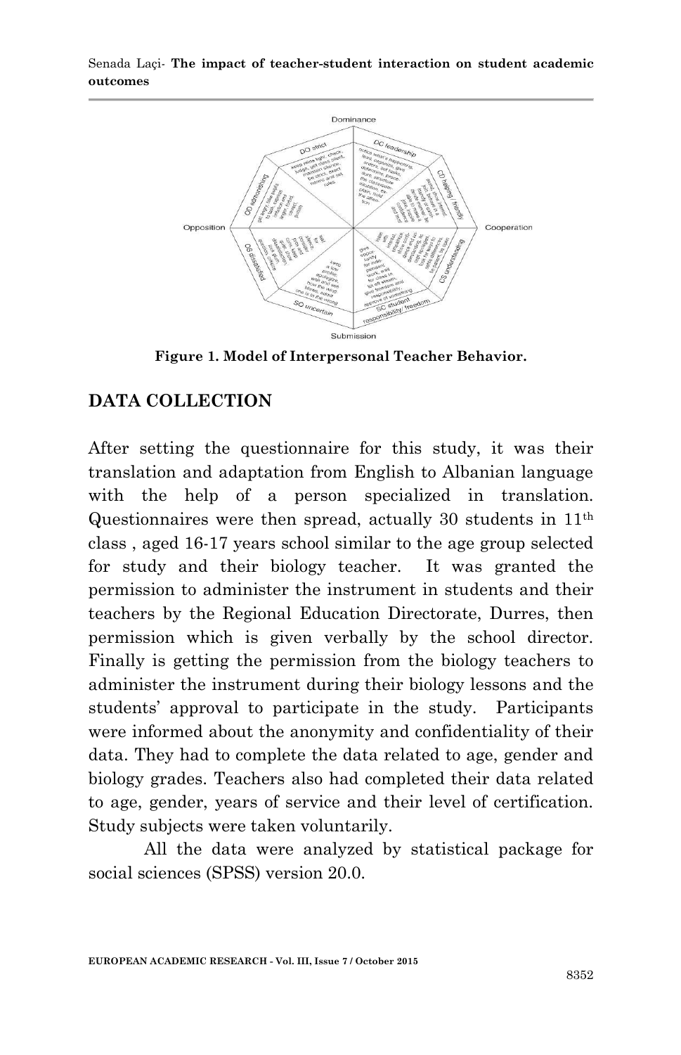Figure 1. Model of Interpersonal Teacher Behavior.

## DATA COLLECTION

After setting the questionnaire for this study, it was their translation and adaptation from English to Albanian language with the help of a person specialized in translation. Questionnaires were then spread, actually 30 students in 11th class , aged 16-17 years school similar to the age group selected for study and their biology teacher. It was granted the permission to administer the instrument in students and their teachers by the Regional Education Directorate, Durres, then permission which is given verbally by the school director. Finally is getting the permission from the biology teachers to administer the instrument during their biology lessons and the students' approval to participate in the study. Participants were informed about the anonymity and confidentiality of their data. They had to complete the data related to age, gender and biology grades. Teachers also had completed their data related to age, gender, years of service and their level of certification. Study subjects were taken voluntarily.

All the data were analyzed by statistical package for social sciences (SPSS) version 20.0.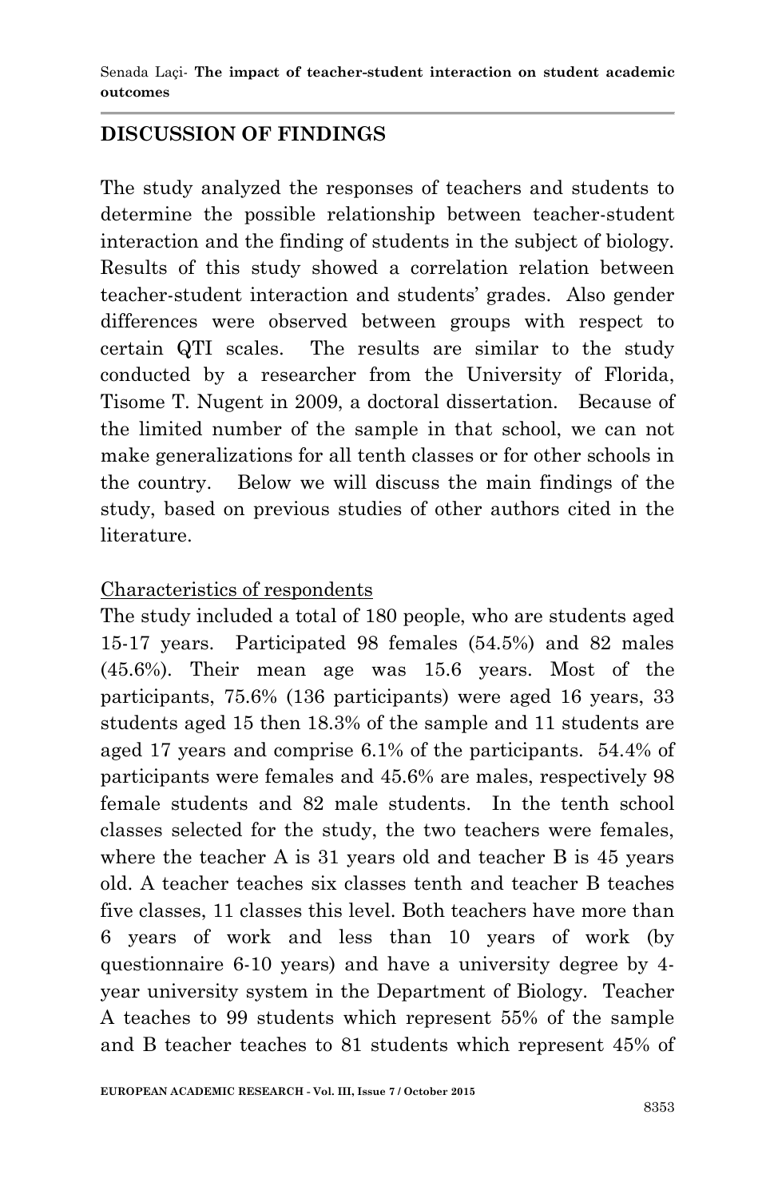## DISCUSSION OF FINDINGS

The study analyzed the responses of teachers and students to determine the possible relationship between teacher-student interaction and the finding of students in the subject of biology. Results of this study showed a correlation relation between teacher-student interaction and students' grades. Also gender differences were observed between groups with respect to certain QTI scales. The results are similar to the study conducted by a researcher from the University of Florida, Tisome T. Nugent in 2009, a doctoral dissertation. Because of the limited number of the sample in that school, we can not make generalizations for all tenth classes or for other schools in the country. Below we will discuss the main findings of the study, based on previous studies of other authors cited in the literature.

Characteristics of respondents

The study included a total of 180 people, who are students aged 15-17 years. Participated 98 females (54.5%) and 82 males (45.6%). Their mean age was 15.6 years. Most of the participants, 75.6% (136 participants) were aged 16 years, 33 students aged 15 then 18.3% of the sample and 11 students are aged 17 years and comprise 6.1% of the participants. 54.4% of participants were females and 45.6% are males, respectively 98 female students and 82 male students. In the tenth school classes selected for the study, the two teachers were females, where the teacher A is 31 years old and teacher B is 45 years old. A teacher teaches six classes tenth and teacher B teaches five classes, 11 classes this level. Both teachers have more than 6 years of work and less than 10 years of work (by questionnaire 6-10 years) and have a university degree by 4-year university system in the Department of Biology. Teacher A teaches to 99 students which represent 55% of the sample and B teacher teaches to 81 students which represent 45% of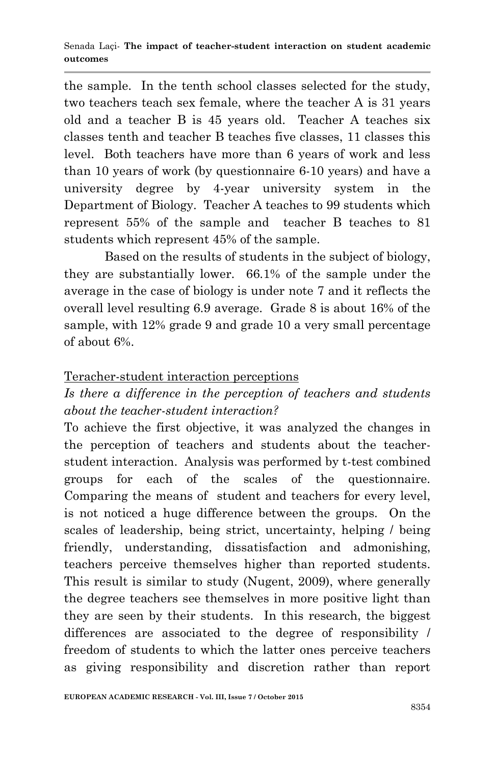the sample. In the tenth school classes selected for the study, two teachers teach sex female, where the teacher A is 31 years old and a teacher B is 45 years old. Teacher A teaches six classes tenth and teacher B teaches five classes, 11 classes this level. Both teachers have more than 6 years of work and less than 10 years of work (by questionnaire 6-10 years) and have a university degree by 4-year university system in the Department of Biology. Teacher A teaches to 99 students which represent 55% of the sample and teacher B teaches to 81 students which represent 45% of the sample.

Based on the results of students in the subject of biology, they are substantially lower. 66.1% of the sample under the average in the case of biology is under note 7 and it reflects the overall level resulting 6.9 average. Grade 8 is about 16% of the sample, with 12% grade 9 and grade 10 a very small percentage of about 6%.

Teracher-student interaction perceptions

*Is there a difference in the perception of teachers and students about the teacher-student interaction?*

To achieve the first objective, it was analyzed the changes in the perception of teachers and students about the teacher-student interaction. Analysis was performed by t-test combined groups for each of the scales of the questionnaire. Comparing the means of student and teachers for every level, is not noticed a huge difference between the groups. On the scales of leadership, being strict, uncertainty, helping / being friendly, understanding, dissatisfaction and admonishing, teachers perceive themselves higher than reported students. This result is similar to study (Nugent, 2009), where generally the degree teachers see themselves in more positive light than they are seen by their students. In this research, the biggest differences are associated to the degree of responsibility / freedom of students to which the latter ones perceive teachers as giving responsibility and discretion rather than report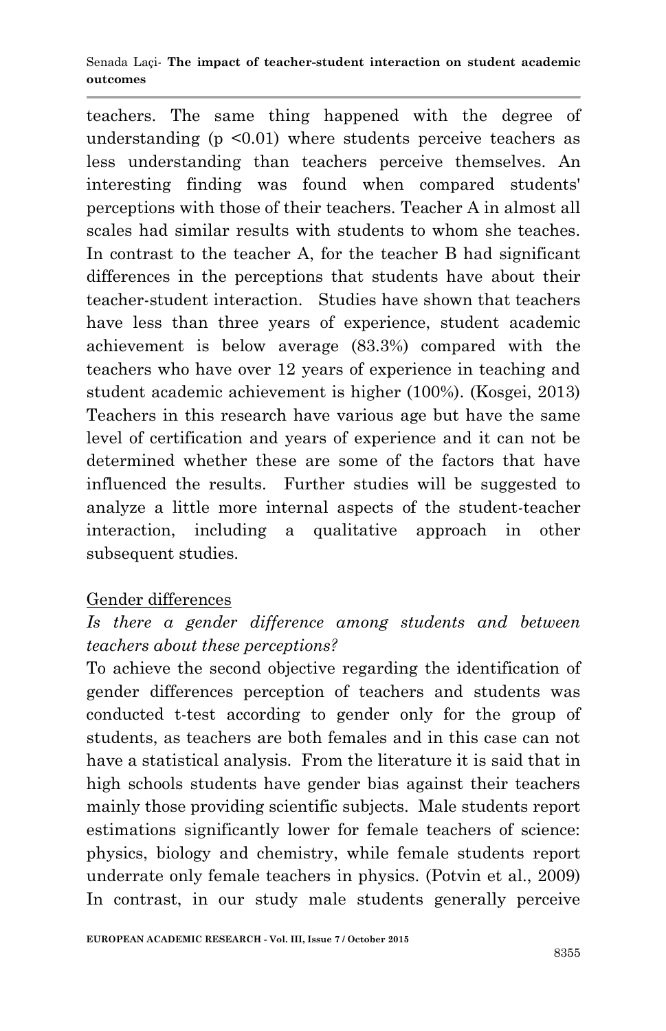teachers. The same thing happened with the degree of understanding ($p < 0.01$) where students perceive teachers as less understanding than teachers perceive themselves. An interesting finding was found when compared students' perceptions with those of their teachers. Teacher A in almost all scales had similar results with students to whom she teaches. In contrast to the teacher A, for the teacher B had significant differences in the perceptions that students have about their teacher-student interaction. Studies have shown that teachers have less than three years of experience, student academic achievement is below average (83.3%) compared with the teachers who have over 12 years of experience in teaching and student academic achievement is higher (100%). (Kosgei, 2013) Teachers in this research have various age but have the same level of certification and years of experience and it can not be determined whether these are some of the factors that have influenced the results. Further studies will be suggested to analyze a little more internal aspects of the student-teacher interaction, including a qualitative approach in other subsequent studies.

Gender differences

*Is there a gender difference among students and between teachers about these perceptions?*

To achieve the second objective regarding the identification of gender differences perception of teachers and students was conducted t-test according to gender only for the group of students, as teachers are both females and in this case can not have a statistical analysis. From the literature it is said that in high schools students have gender bias against their teachers mainly those providing scientific subjects. Male students report estimations significantly lower for female teachers of science: physics, biology and chemistry, while female students report underrate only female teachers in physics. (Potvin et al., 2009) In contrast, in our study male students generally perceive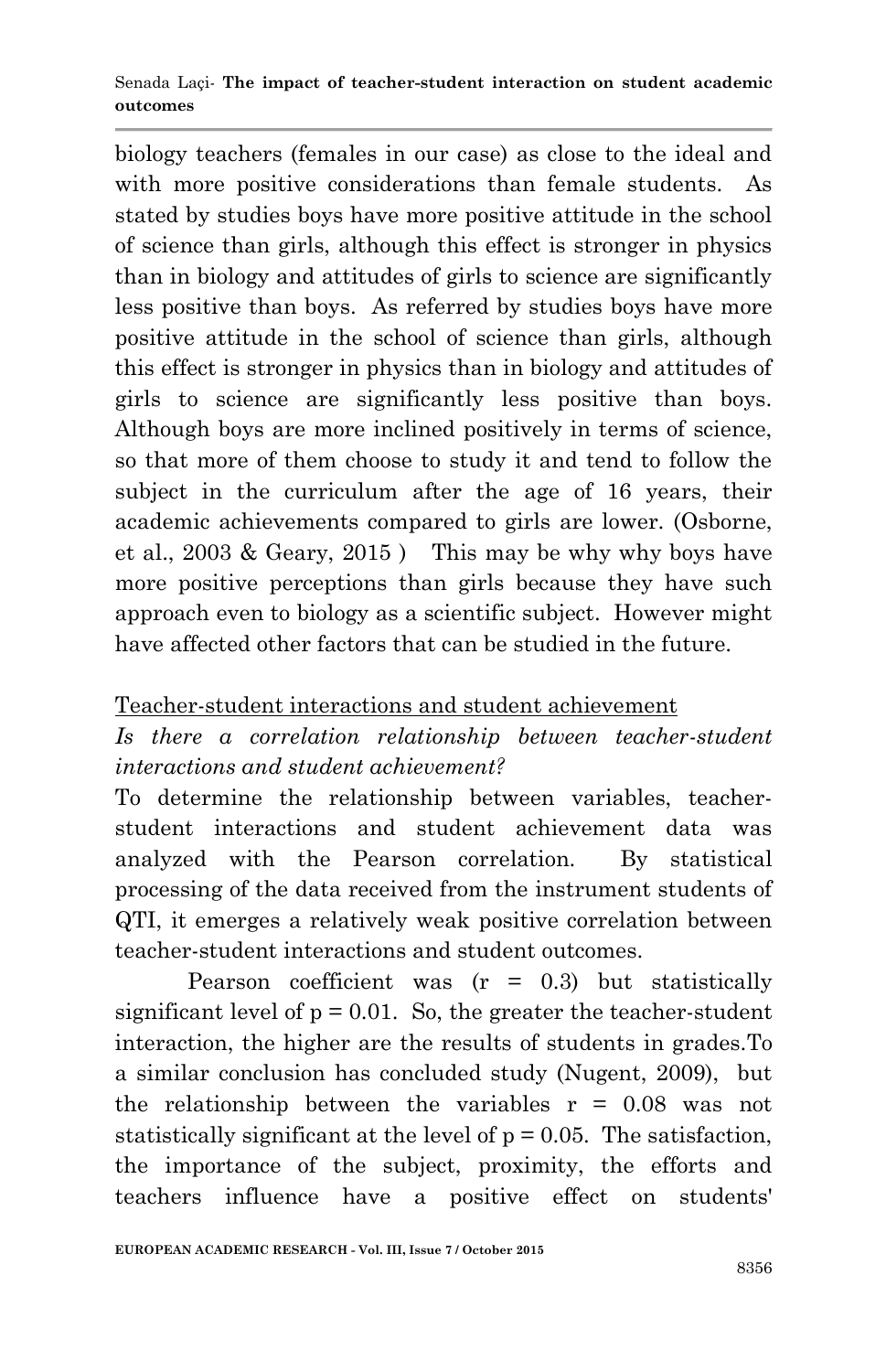biology teachers (females in our case) as close to the ideal and with more positive considerations than female students. As stated by studies boys have more positive attitude in the school of science than girls, although this effect is stronger in physics than in biology and attitudes of girls to science are significantly less positive than boys. As referred by studies boys have more positive attitude in the school of science than girls, although this effect is stronger in physics than in biology and attitudes of girls to science are significantly less positive than boys. Although boys are more inclined positively in terms of science, so that more of them choose to study it and tend to follow the subject in the curriculum after the age of 16 years, their academic achievements compared to girls are lower. (Osborne, et al., 2003 & Geary, 2015 ) This may be why why boys have more positive perceptions than girls because they have such approach even to biology as a scientific subject. However might have affected other factors that can be studied in the future.

Teacher-student interactions and student achievement

*Is there a correlation relationship between teacher-student interactions and student achievement?*

To determine the relationship between variables, teacher-student interactions and student achievement data was analyzed with the Pearson correlation. By statistical processing of the data received from the instrument students of QTI, it emerges a relatively weak positive correlation between teacher-student interactions and student outcomes.

Pearson coefficient was ($r = 0.3$) but statistically significant level of $p = 0.01$. So, the greater the teacher-student interaction, the higher are the results of students in grades.To a similar conclusion has concluded study (Nugent, 2009), but the relationship between the variables $r = 0.08$ was not statistically significant at the level of $p = 0.05$. The satisfaction, the importance of the subject, proximity, the efforts and teachers influence have a positive effect on students'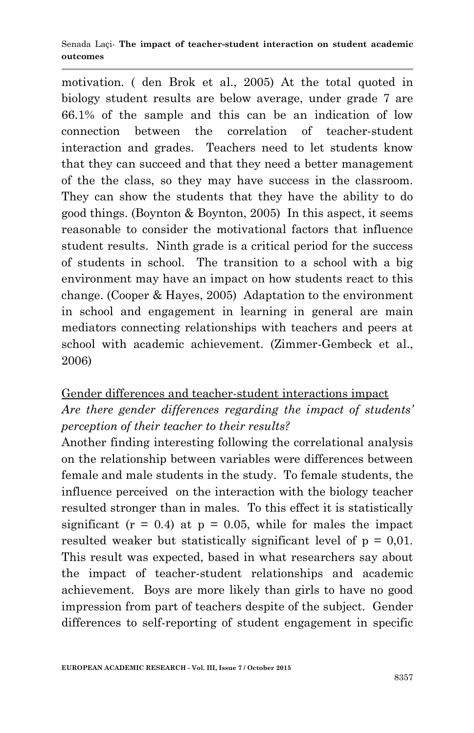motivation. ( den Brok et al., 2005) At the total quoted in biology student results are below average, under grade 7 are 66.1% of the sample and this can be an indication of low connection between the correlation of teacher-student interaction and grades. Teachers need to let students know that they can succeed and that they need a better management of the the class, so they may have success in the classroom. They can show the students that they have the ability to do good things. (Boynton & Boynton, 2005) In this aspect, it seems reasonable to consider the motivational factors that influence student results. Ninth grade is a critical period for the success of students in school. The transition to a school with a big environment may have an impact on how students react to this change. (Cooper & Hayes, 2005) Adaptation to the environment in school and engagement in learning in general are main mediators connecting relationships with teachers and peers at school with academic achievement. (Zimmer-Gembeck et al., 2006)

Gender differences and teacher-student interactions impact

*Are there gender differences regarding the impact of students' perception of their teacher to their results?*

Another finding interesting following the correlational analysis on the relationship between variables were differences between female and male students in the study. To female students, the influence perceived on the interaction with the biology teacher resulted stronger than in males. To this effect it is statistically significant ($r = 0.4$) at $p = 0.05$, while for males the impact resulted weaker but statistically significant level of $p = 0,01$. This result was expected, based in what researchers say about the impact of teacher-student relationships and academic achievement. Boys are more likely than girls to have no good impression from part of teachers despite of the subject. Gender differences to self-reporting of student engagement in specific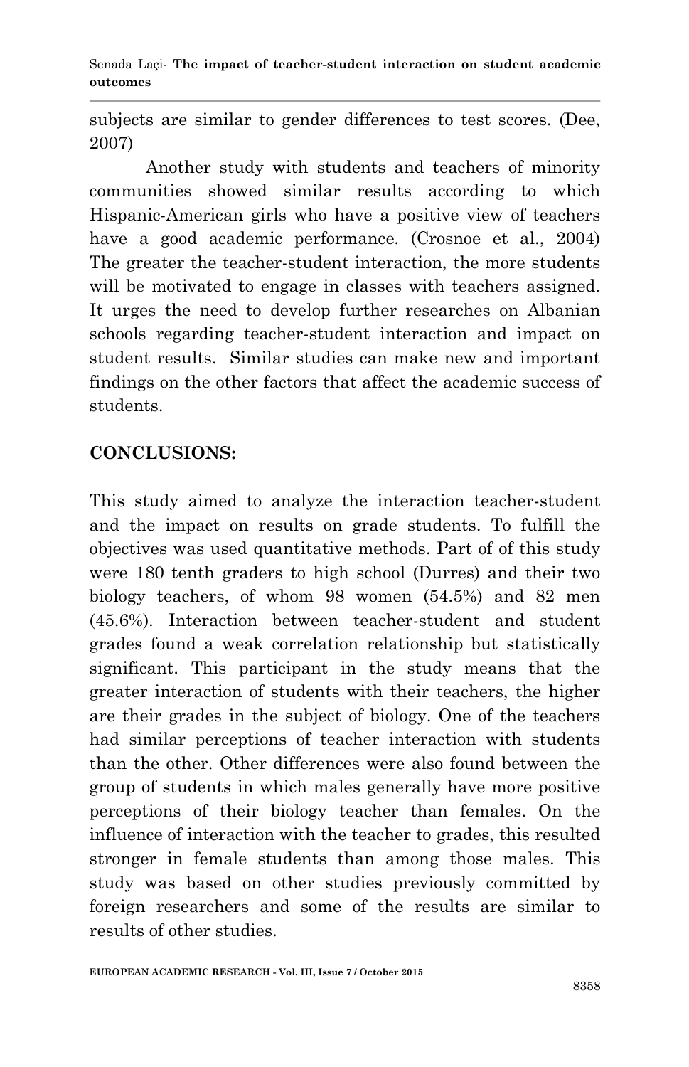subjects are similar to gender differences to test scores. (Dee, 2007)

Another study with students and teachers of minority communities showed similar results according to which Hispanic-American girls who have a positive view of teachers have a good academic performance. (Crosnoe et al., 2004) The greater the teacher-student interaction, the more students will be motivated to engage in classes with teachers assigned. It urges the need to develop further researches on Albanian schools regarding teacher-student interaction and impact on student results. Similar studies can make new and important findings on the other factors that affect the academic success of students.

## CONCLUSIONS:

This study aimed to analyze the interaction teacher-student and the impact on results on grade students. To fulfill the objectives was used quantitative methods. Part of of this study were 180 tenth graders to high school (Durres) and their two biology teachers, of whom 98 women (54.5%) and 82 men (45.6%). Interaction between teacher-student and student grades found a weak correlation relationship but statistically significant. This participant in the study means that the greater interaction of students with their teachers, the higher are their grades in the subject of biology. One of the teachers had similar perceptions of teacher interaction with students than the other. Other differences were also found between the group of students in which males generally have more positive perceptions of their biology teacher than females. On the influence of interaction with the teacher to grades, this resulted stronger in female students than among those males. This study was based on other studies previously committed by foreign researchers and some of the results are similar to results of other studies.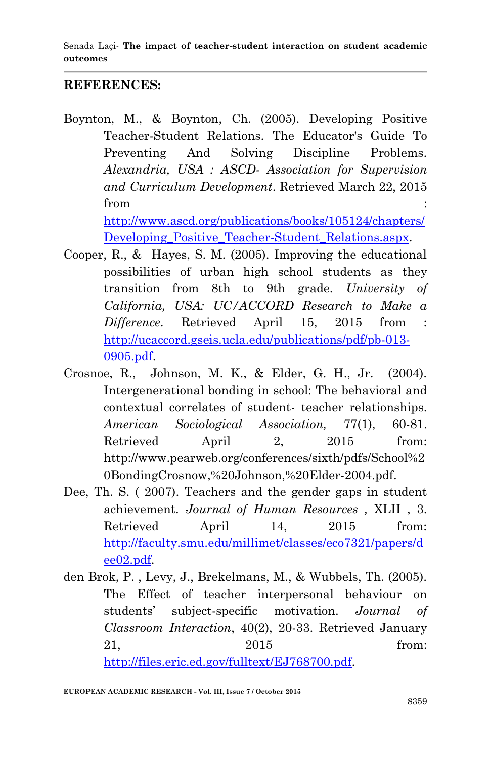## REFERENCES:

Boynton, M., & Boynton, Ch. (2005). Developing Positive Teacher-Student Relations. The Educator's Guide To Preventing And Solving Discipline Problems. *Alexandria, USA : ASCD- Association for Supervision and Curriculum Development*. Retrieved March 22, 2015 from : http://www.ascd.org/publications/books/105124/chapters/Developing_Positive_Teacher-Student_Relations.aspx.

Cooper, R., & Hayes, S. M. (2005). Improving the educational possibilities of urban high school students as they transition from 8th to 9th grade. *University of California, USA: UC/ACCORD Research to Make a Difference*. Retrieved April 15, 2015 from : http://ucaccord.gseis.ucla.edu/publications/pdf/pb-013-0905.pdf.

Crosnoe, R., Johnson, M. K., & Elder, G. H., Jr. (2004). Intergenerational bonding in school: The behavioral and contextual correlates of student- teacher relationships. *American Sociological Association,* 77(1), 60-81. Retrieved April 2, 2015 from: http://www.pearweb.org/conferences/sixth/pdfs/School%20BondingCrosnow,%20Johnson,%20Elder-2004.pdf.

Dee, Th. S. ( 2007). Teachers and the gender gaps in student achievement. *Journal of Human Resources* , XLII , 3. Retrieved April 14, 2015 from: http://faculty.smu.edu/millimet/classes/eco7321/papers/dee02.pdf.

den Brok, P. , Levy, J., Brekelmans, M., & Wubbels, Th. (2005). The Effect of teacher interpersonal behaviour on students' subject-specific motivation. *Journal of Classroom Interaction*, 40(2), 20-33. Retrieved January 21, 2015 from: http://files.eric.ed.gov/fulltext/EJ768700.pdf.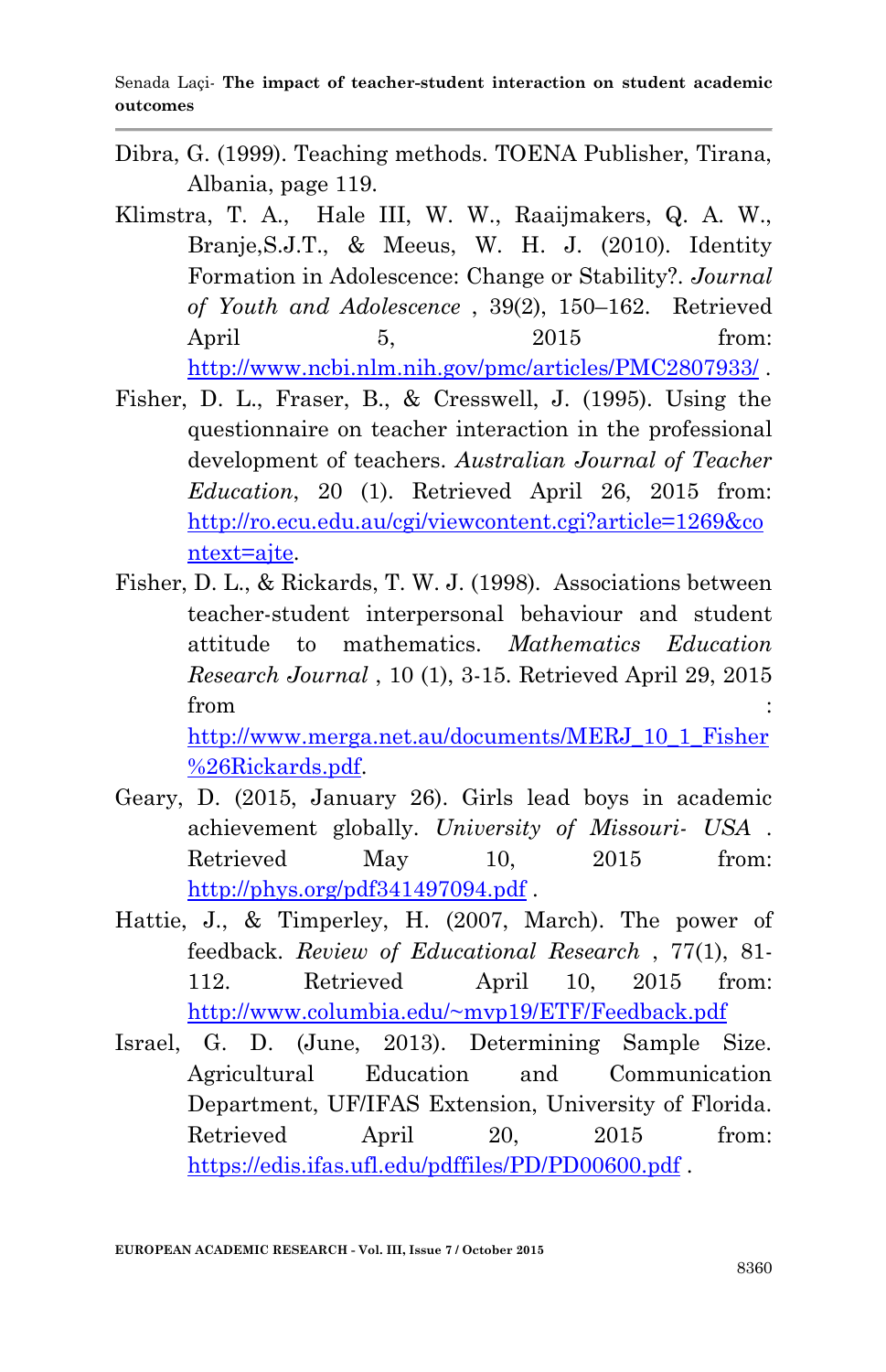Dibra, G. (1999). Teaching methods. TOENA Publisher, Tirana, Albania, page 119.

Klimstra, T. A., Hale III, W. W., Raaijmakers, Q. A. W., Branje,S.J.T., & Meeus, W. H. J. (2010). Identity Formation in Adolescence: Change or Stability?. *Journal of Youth and Adolescence* , 39(2), 150–162. Retrieved April 5, 2015 from: http://www.ncbi.nlm.nih.gov/pmc/articles/PMC2807933/ .

Fisher, D. L., Fraser, B., & Cresswell, J. (1995). Using the questionnaire on teacher interaction in the professional development of teachers. *Australian Journal of Teacher Education*, 20 (1). Retrieved April 26, 2015 from: http://ro.ecu.edu.au/cgi/viewcontent.cgi?article=1269&context=ajte.

Fisher, D. L., & Rickards, T. W. J. (1998). Associations between teacher-student interpersonal behaviour and student attitude to mathematics. *Mathematics Education Research Journal* , 10 (1), 3-15. Retrieved April 29, 2015 from : http://www.merga.net.au/documents/MERJ_10_1_Fisher%26Rickards.pdf.

Geary, D. (2015, January 26). Girls lead boys in academic achievement globally. *University of Missouri- USA* . Retrieved May 10, 2015 from: http://phys.org/pdf341497094.pdf .

Hattie, J., & Timperley, H. (2007, March). The power of feedback. *Review of Educational Research* , 77(1), 81-112. Retrieved April 10, 2015 from: http://www.columbia.edu/~mvp19/ETF/Feedback.pdf

Israel, G. D. (June, 2013). Determining Sample Size. Agricultural Education and Communication Department, UF/IFAS Extension, University of Florida. Retrieved April 20, 2015 from: https://edis.ifas.ufl.edu/pdffiles/PD/PD00600.pdf .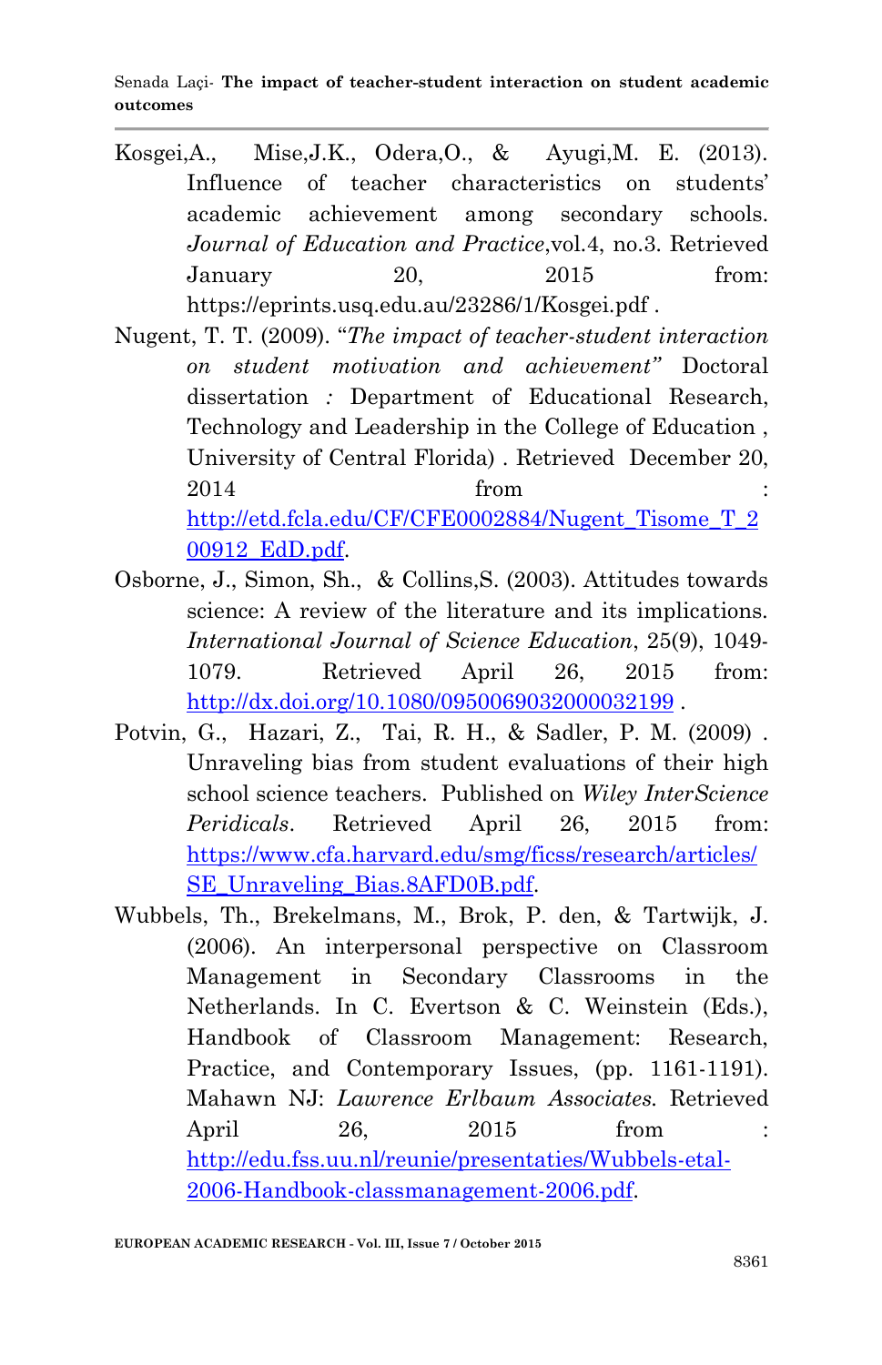Kosgei,A., Mise,J.K., Odera,O., & Ayugi,M. E. (2013). Influence of teacher characteristics on students' academic achievement among secondary schools. *Journal of Education and Practice*,vol.4, no.3. Retrieved January 20, 2015 from: https://eprints.usq.edu.au/23286/1/Kosgei.pdf .

Nugent, T. T. (2009). "*The impact of teacher-student interaction on student motivation and achievement"* Doctoral dissertation *:* Department of Educational Research, Technology and Leadership in the College of Education , University of Central Florida) . Retrieved December 20, 2014 from : http://etd.fcla.edu/CF/CFE0002884/Nugent_Tisome_T_200912_EdD.pdf.

Osborne, J., Simon, Sh., & Collins,S. (2003). Attitudes towards science: A review of the literature and its implications. *International Journal of Science Education*, 25(9), 1049-1079. Retrieved April 26, 2015 from: http://dx.doi.org/10.1080/0950069032000032199 .

Potvin, G., Hazari, Z., Tai, R. H., & Sadler, P. M. (2009) . Unraveling bias from student evaluations of their high school science teachers. Published on *Wiley InterScience Peridicals*. Retrieved April 26, 2015 from: https://www.cfa.harvard.edu/smg/ficss/research/articles/SE_Unraveling_Bias.8AFD0B.pdf.

Wubbels, Th., Brekelmans, M., Brok, P. den, & Tartwijk, J. (2006). An interpersonal perspective on Classroom Management in Secondary Classrooms in the Netherlands. In C. Evertson & C. Weinstein (Eds.), Handbook of Classroom Management: Research, Practice, and Contemporary Issues, (pp. 1161-1191). Mahawn NJ: *Lawrence Erlbaum Associates.* Retrieved April 26, 2015 from : http://edu.fss.uu.nl/reunie/presentaties/Wubbels-etal-2006-Handbook-classmanagement-2006.pdf.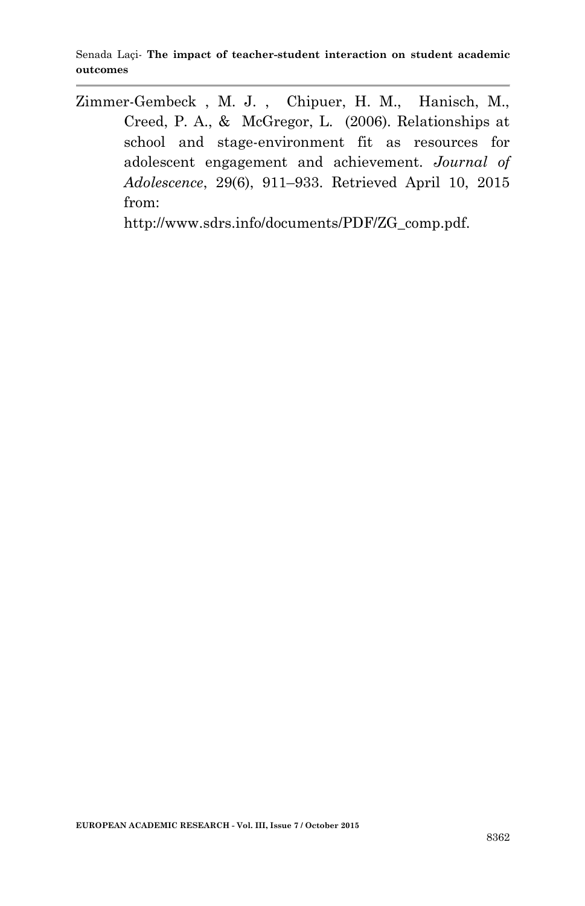Zimmer-Gembeck , M. J. , Chipuer, H. M., Hanisch, M., Creed, P. A., & McGregor, L. (2006). Relationships at school and stage-environment fit as resources for adolescent engagement and achievement. *Journal of Adolescence*, 29(6), 911–933. Retrieved April 10, 2015 from: http://www.sdrs.info/documents/PDF/ZG_comp.pdf.